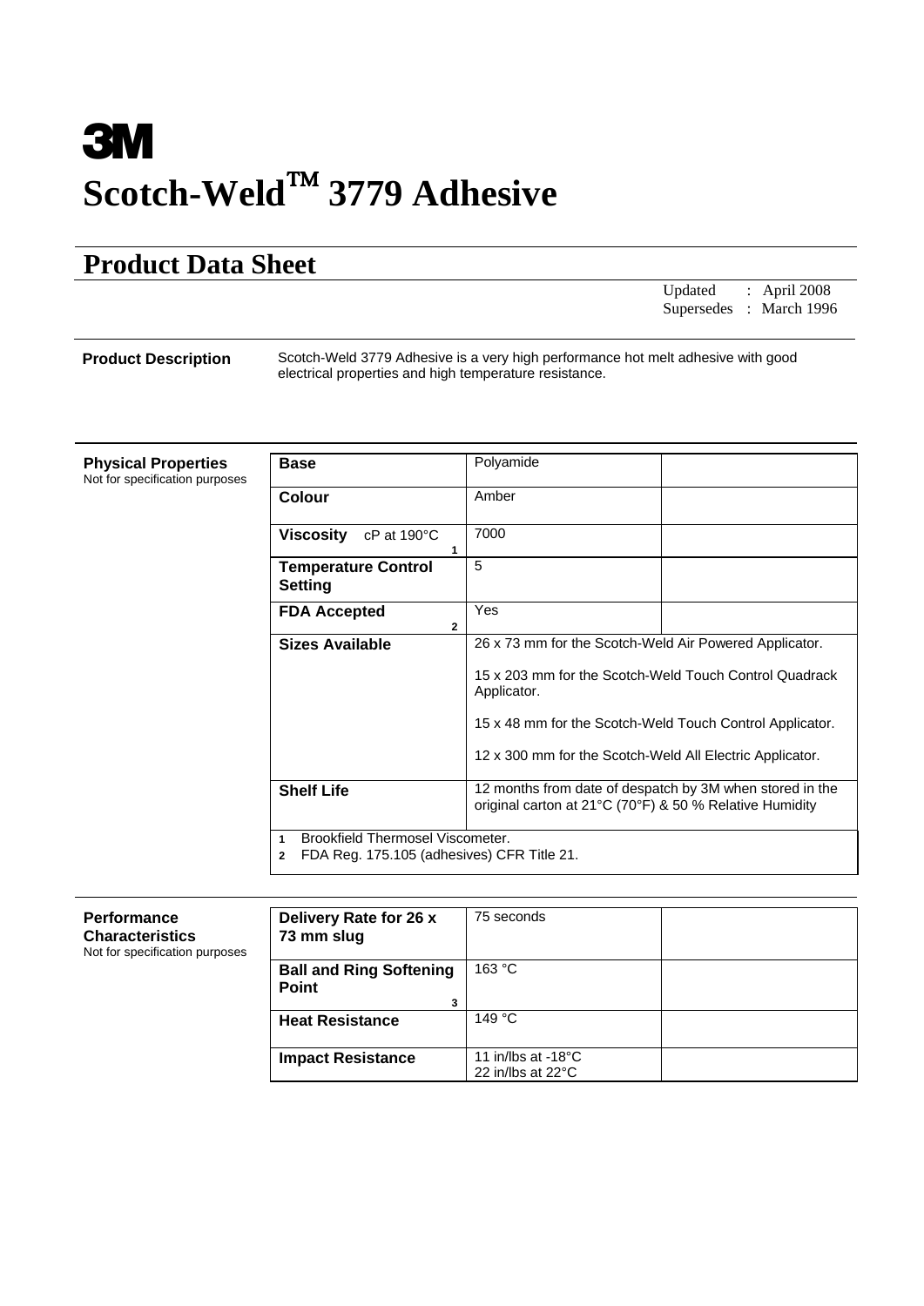# 3M

# Scotch-Weld™ 3779 Adhesive

## Product Data Sheet

Updated : April 2008
Supersedes : March 1996

**Product Description**

Scotch-Weld 3779 Adhesive is a very high performance hot melt adhesive with good electrical properties and high temperature resistance.

**Physical Properties**
Not for specification purposes

| Property | Value | |
|---|---|---|
| **Base** | Polyamide | |
| **Colour** | Amber | |
| **Viscosity** cP at 190°C [1] | 7000 | |
| **Temperature Control Setting** | 5 | |
| **FDA Accepted** [2] | Yes | |
| **Sizes Available** | 26 x 73 mm for the Scotch-Weld Air Powered Applicator.<br><br>15 x 203 mm for the Scotch-Weld Touch Control Quadrack Applicator.<br><br>15 x 48 mm for the Scotch-Weld Touch Control Applicator.<br><br>12 x 300 mm for the Scotch-Weld All Electric Applicator. | |
| **Shelf Life** | 12 months from date of despatch by 3M when stored in the original carton at 21°C (70°F) & 50 % Relative Humidity | |

1 Brookfield Thermosel Viscometer.
2 FDA Reg. 175.105 (adhesives) CFR Title 21.

**Performance Characteristics**
Not for specification purposes

| Property | Value | |
|---|---|---|
| **Delivery Rate for 26 x 73 mm slug** | 75 seconds | |
| **Ball and Ring Softening Point** [3] | 163 °C | |
| **Heat Resistance** | 149 °C | |
| **Impact Resistance** | 11 in/lbs at -18°C<br>22 in/lbs at 22°C | |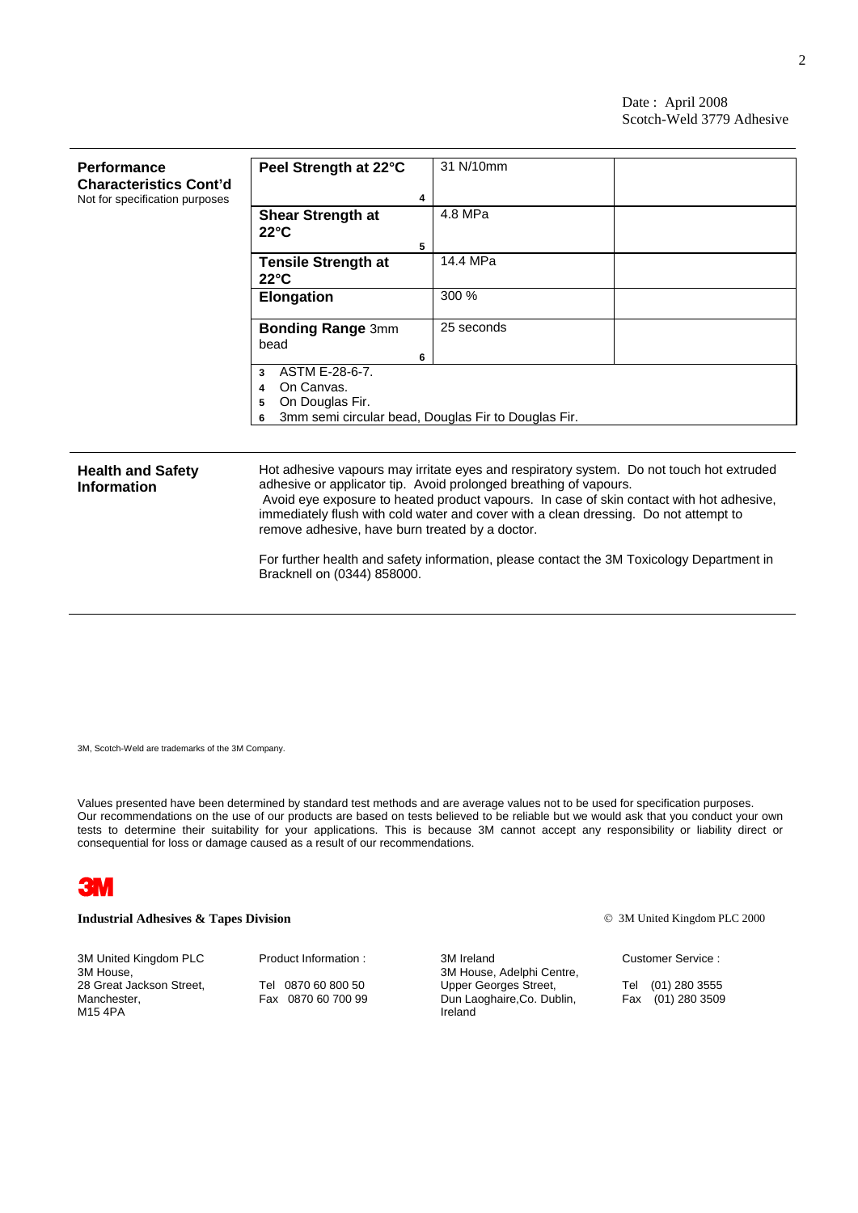Date : April 2008
Scotch-Weld 3779 Adhesive

**Performance Characteristics Cont'd**
Not for specification purposes

| | | |
|---|---|---|
| **Peel Strength at 22°C** [4] | 31 N/10mm | |
| **Shear Strength at 22°C** [5] | 4.8 MPa | |
| **Tensile Strength at 22°C** | 14.4 MPa | |
| **Elongation** | 300 % | |
| **Bonding Range** 3mm bead [6] | 25 seconds | |

3 ASTM E-28-6-7.
4 On Canvas.
5 On Douglas Fir.
6 3mm semi circular bead, Douglas Fir to Douglas Fir.

**Health and Safety Information**

Hot adhesive vapours may irritate eyes and respiratory system. Do not touch hot extruded adhesive or applicator tip. Avoid prolonged breathing of vapours.
Avoid eye exposure to heated product vapours. In case of skin contact with hot adhesive, immediately flush with cold water and cover with a clean dressing. Do not attempt to remove adhesive, have burn treated by a doctor.

For further health and safety information, please contact the 3M Toxicology Department in Bracknell on (0344) 858000.

3M, Scotch-Weld are trademarks of the 3M Company.

Values presented have been determined by standard test methods and are average values not to be used for specification purposes. Our recommendations on the use of our products are based on tests believed to be reliable but we would ask that you conduct your own tests to determine their suitability for your applications. This is because 3M cannot accept any responsibility or liability direct or consequential for loss or damage caused as a result of our recommendations.

3M

**Industrial Adhesives & Tapes Division**

© 3M United Kingdom PLC 2000

3M United Kingdom PLC
3M House,
28 Great Jackson Street,
Manchester,
M15 4PA

Product Information :

Tel 0870 60 800 50
Fax 0870 60 700 99

3M Ireland
3M House, Adelphi Centre,
Upper Georges Street,
Dun Laoghaire,Co. Dublin,
Ireland

Customer Service :

Tel (01) 280 3555
Fax (01) 280 3509